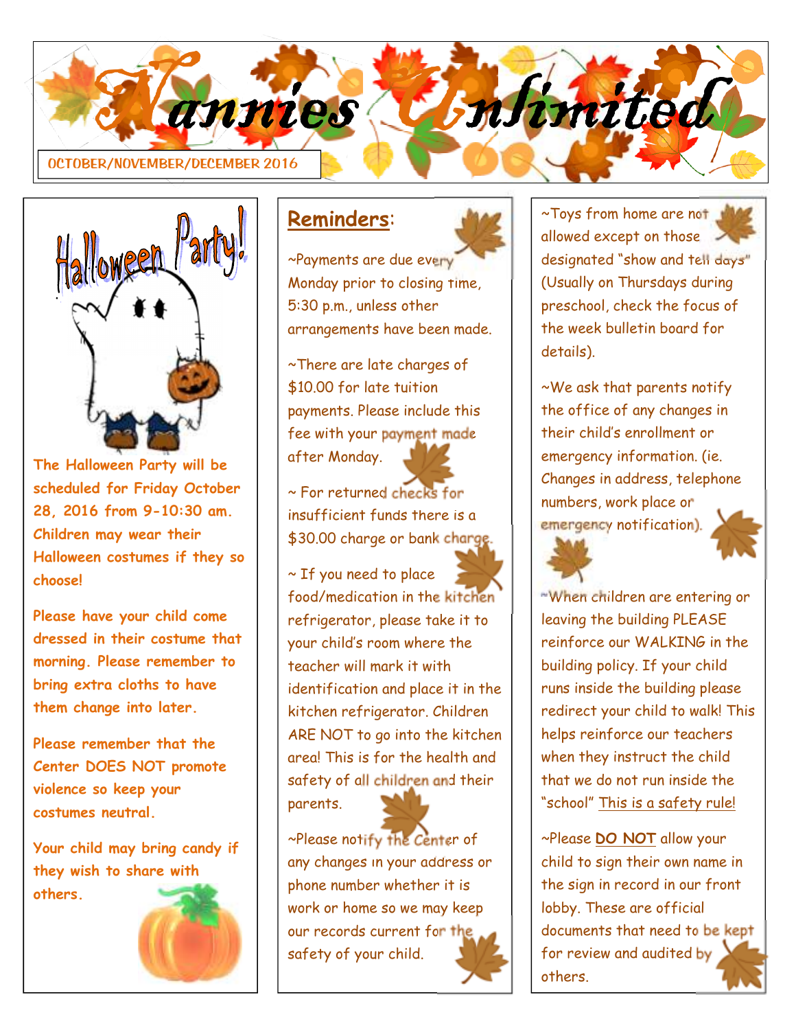# Nannies Unlimited

OCTOBER/NOVEMBER/DECEMBER 2016

## Halloween Party!

The Halloween Party will be scheduled for Friday October 28, 2016 from 9-10:30 am. Children may wear their Halloween costumes if they so choose!

Please have your child come dressed in their costume that morning. Please remember to bring extra cloths to have them change into later.

Please remember that the Center DOES NOT promote violence so keep your costumes neutral.

Your child may bring candy if they wish to share with others.

## Reminders:

~Payments are due every Monday prior to closing time, 5:30 p.m., unless other arrangements have been made.

~There are late charges of $10.00 for late tuition payments. Please include this fee with your payment made after Monday.

~ For returned checks for insufficient funds there is a $30.00 charge or bank charge.

~ If you need to place food/medication in the kitchen refrigerator, please take it to your child's room where the teacher will mark it with identification and place it in the kitchen refrigerator. Children ARE NOT to go into the kitchen area! This is for the health and safety of all children and their parents.

~Please notify the Center of any changes in your address or phone number whether it is work or home so we may keep our records current for the safety of your child.

~Toys from home are not allowed except on those designated "show and tell days" (Usually on Thursdays during preschool, check the focus of the week bulletin board for details).

~We ask that parents notify the office of any changes in their child's enrollment or emergency information. (ie. Changes in address, telephone numbers, work place or emergency notification).

~When children are entering or leaving the building PLEASE reinforce our WALKING in the building policy. If your child runs inside the building please redirect your child to walk! This helps reinforce our teachers when they instruct the child that we do not run inside the "school" This is a safety rule!

~Please **DO NOT** allow your child to sign their own name in the sign in record in our front lobby. These are official documents that need to be kept for review and audited by others.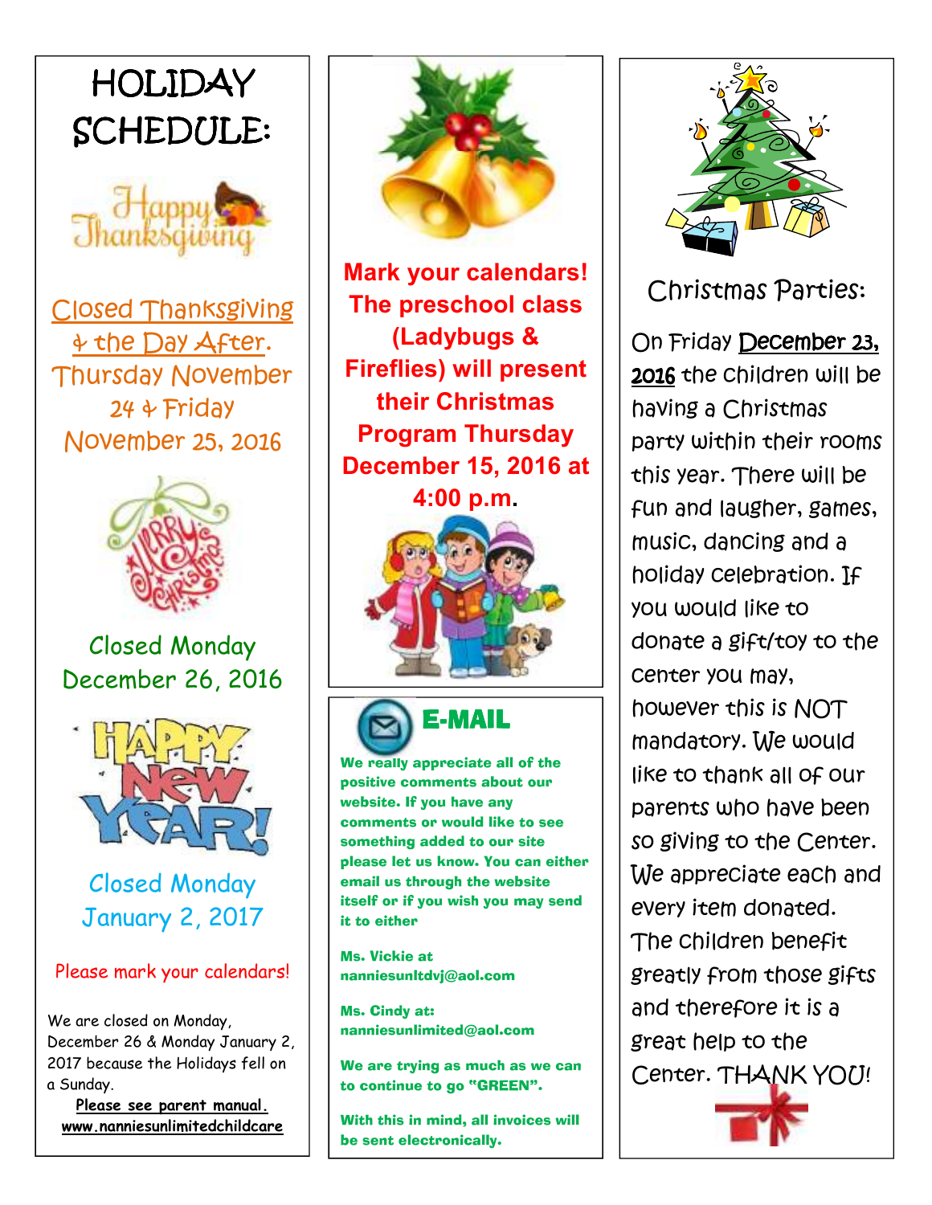# HOLIDAY SCHEDULE:

Closed Thanksgiving & the Day After. Thursday November 24 & Friday November 25, 2016

Closed Monday December 26, 2016

Closed Monday January 2, 2017

Please mark your calendars!

We are closed on Monday, December 26 & Monday January 2, 2017 because the Holidays fell on a Sunday.

**Please see parent manual.**
**www.nanniesunlimitedchildcare**

**Mark your calendars! The preschool class (Ladybugs & Fireflies) will present their Christmas Program Thursday December 15, 2016 at 4:00 p.m.**

## E-MAIL

**We really appreciate all of the positive comments about our website. If you have any comments or would like to see something added to our site please let us know. You can either email us through the website itself or if you wish you may send it to either**

**Ms. Vickie at nanniesunltdvj@aol.com**

**Ms. Cindy at: nanniesunlimited@aol.com**

**We are trying as much as we can to continue to go "GREEN".**

**With this in mind, all invoices will be sent electronically.**

## Christmas Parties:

On Friday December 23, 2016 the children will be having a Christmas party within their rooms this year. There will be fun and laugher, games, music, dancing and a holiday celebration. If you would like to donate a gift/toy to the center you may, however this is NOT mandatory. We would like to thank all of our parents who have been so giving to the Center. We appreciate each and every item donated. The children benefit greatly from those gifts and therefore it is a great help to the Center. THANK YOU!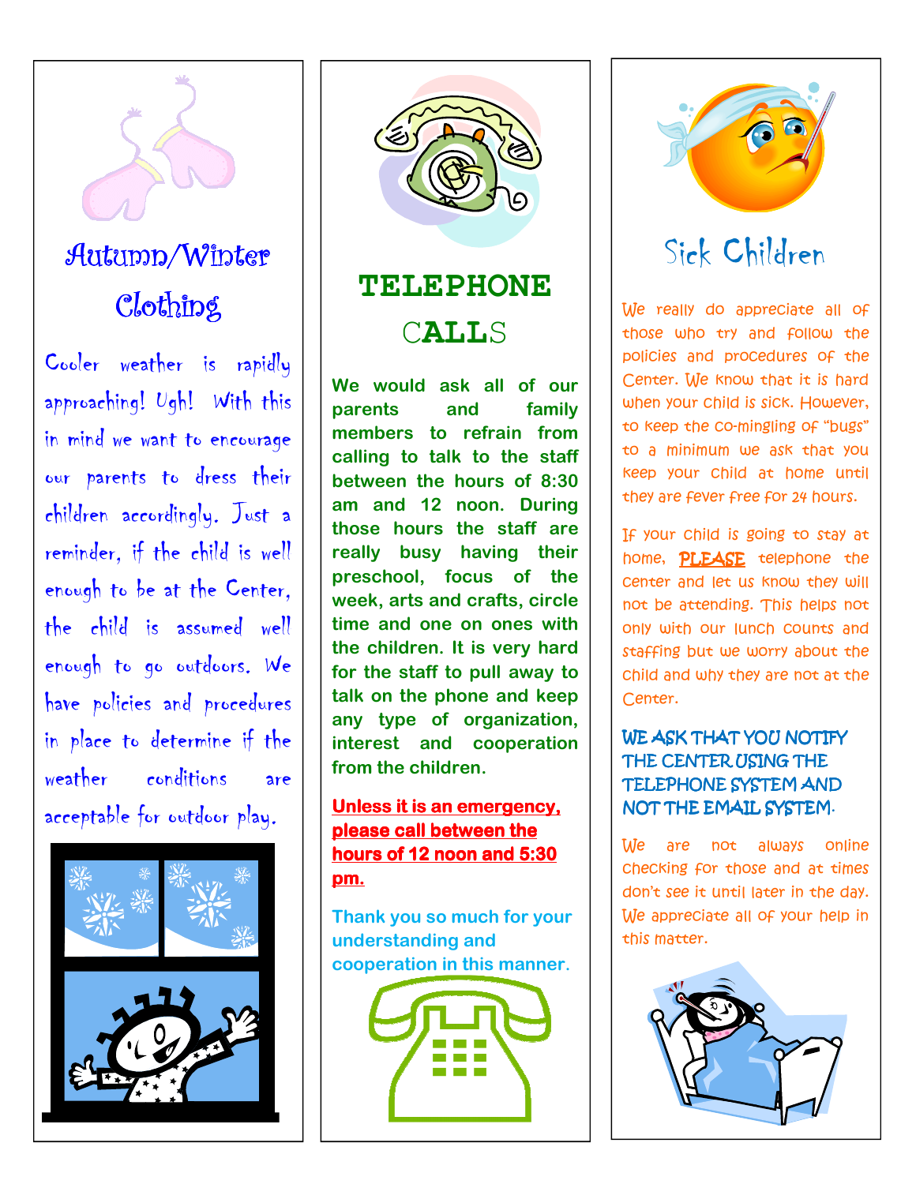# Autumn/Winter Clothing

Cooler weather is rapidly approaching! Ugh! With this in mind we want to encourage our parents to dress their children accordingly. Just a reminder, if the child is well enough to be at the Center, the child is assumed well enough to go outdoors. We have policies and procedures in place to determine if the weather conditions are acceptable for outdoor play.

# TELEPHONE CALLS

**We would ask all of our parents and family members to refrain from calling to talk to the staff between the hours of 8:30 am and 12 noon. During those hours the staff are really busy having their preschool, focus of the week, arts and crafts, circle time and one on ones with the children. It is very hard for the staff to pull away to talk on the phone and keep any type of organization, interest and cooperation from the children.**

**Unless it is an emergency, please call between the hours of 12 noon and 5:30 pm.**

Thank you so much for your understanding and cooperation in this manner.

# Sick Children

We really do appreciate all of those who try and follow the policies and procedures of the Center. We know that it is hard when your child is sick. However, to keep the co-mingling of "bugs" to a minimum we ask that you keep your child at home until they are fever free for 24 hours.

If your child is going to stay at home, **PLEASE** telephone the center and let us know they will not be attending. This helps not only with our lunch counts and staffing but we worry about the child and why they are not at the Center.

WE ASK THAT YOU NOTIFY THE CENTER USING THE TELEPHONE SYSTEM AND NOT THE EMAIL SYSTEM.

We are not always online checking for those and at times don't see it until later in the day. We appreciate all of your help in this matter.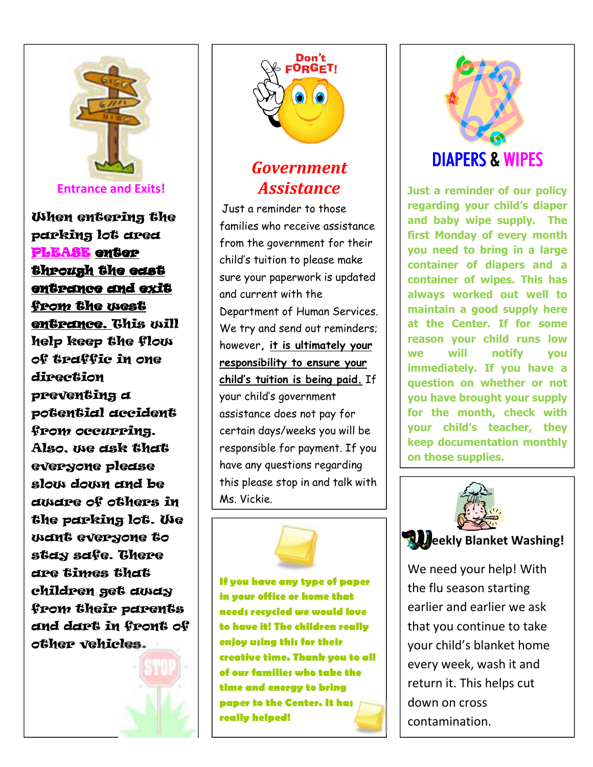## Entrance and Exits!

When entering the parking lot area **PLEASE** **<u>enter through the east entrance and exit from the west entrance.</u>** This will help keep the flow of traffic in one direction preventing a potential accident from occurring. Also, we ask that everyone please slow down and be aware of others in the parking lot. We want everyone to stay safe. There are times that children get away from their parents and dart in front of other vehicles.

## Government Assistance

Just a reminder to those families who receive assistance from the government for their child's tuition to please make sure your paperwork is updated and current with the Department of Human Services. We try and send out reminders; however, <u>it is ultimately your responsibility to ensure your child's tuition is being paid.</u> If your child's government assistance does not pay for certain days/weeks you will be responsible for payment. If you have any questions regarding this please stop in and talk with Ms. Vickie.

**If you have any type of paper in your office or home that needs recycled we would love to have it! The children really enjoy using this for their creative time. Thank you to all of our families who take the time and energy to bring paper to the Center. It has really helped!**

## DIAPERS & WIPES

**Just a reminder of our policy regarding your child's diaper and baby wipe supply. The first Monday of every month you need to bring in a large container of diapers and a container of wipes. This has always worked out well to maintain a good supply here at the Center. If for some reason your child runs low we will notify you immediately. If you have a question on whether or not you have brought your supply for the month, check with your child's teacher, they keep documentation monthly on those supplies.**

## Weekly Blanket Washing!

We need your help! With the flu season starting earlier and earlier we ask that you continue to take your child's blanket home every week, wash it and return it. This helps cut down on cross contamination.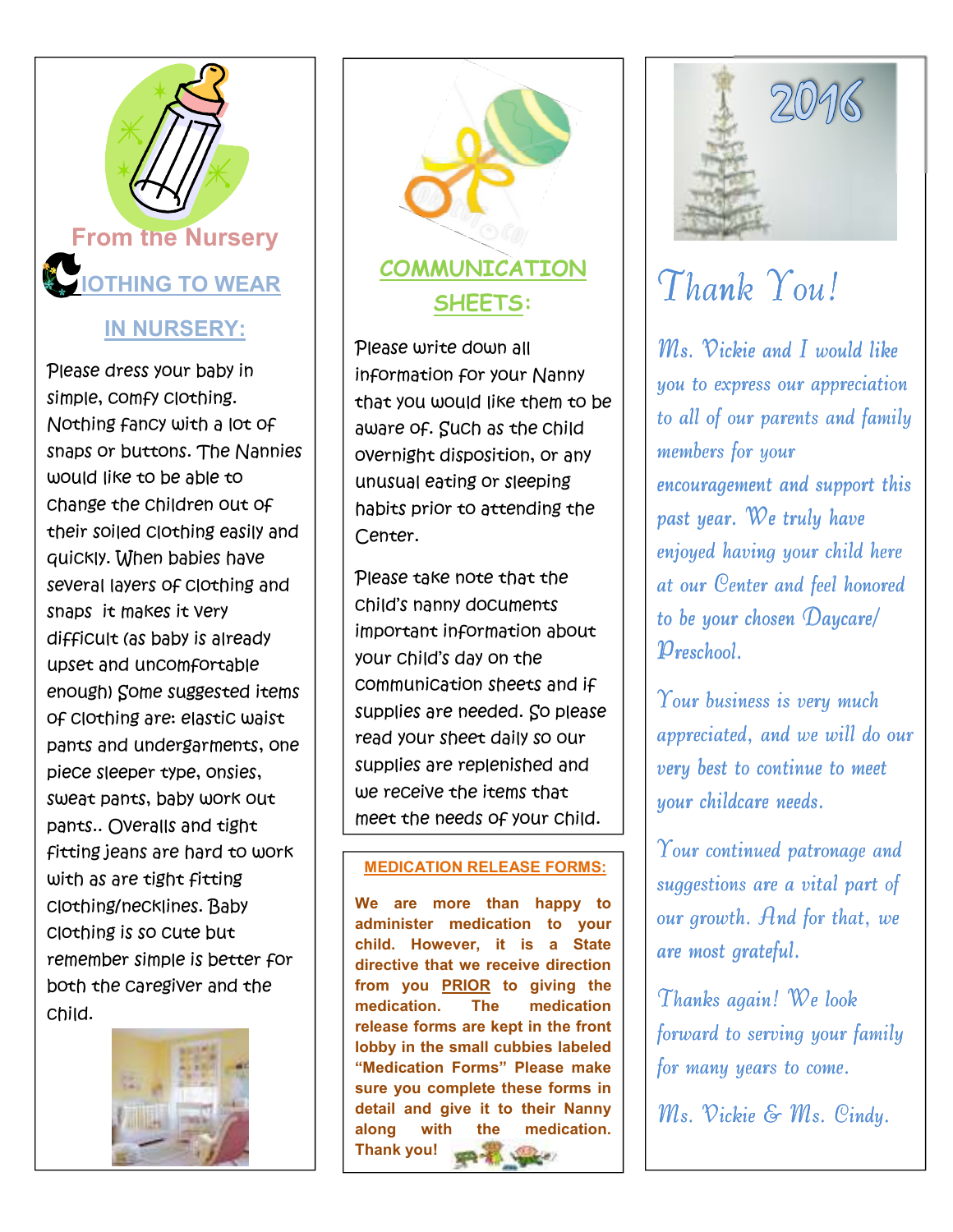## From the Nursery

### CLOTHING TO WEAR IN NURSERY:

Please dress your baby in simple, comfy clothing. Nothing fancy with a lot of snaps or buttons. The Nannies would like to be able to change the children out of their soiled clothing easily and quickly. When babies have several layers of clothing and snaps it makes it very difficult (as baby is already upset and uncomfortable enough) Some suggested items of clothing are: elastic waist pants and undergarments, one piece sleeper type, onsies, sweat pants, baby work out pants.. Overalls and tight fitting jeans are hard to work with as are tight fitting clothing/necklines. Baby clothing is so cute but remember simple is better for both the caregiver and the child.

### COMMUNICATION SHEETS:

Please write down all information for your Nanny that you would like them to be aware of. Such as the child overnight disposition, or any unusual eating or sleeping habits prior to attending the Center.

Please take note that the child's nanny documents important information about your child's day on the communication sheets and if supplies are needed. So please read your sheet daily so our supplies are replenished and we receive the items that meet the needs of your child.

### MEDICATION RELEASE FORMS:

**We are more than happy to administer medication to your child. However, it is a State directive that we receive direction from you PRIOR to giving the medication. The medication release forms are kept in the front lobby in the small cubbies labeled "Medication Forms" Please make sure you complete these forms in detail and give it to their Nanny along with the medication. Thank you!**

2016

## *Thank You!*

*Ms. Vickie and I would like you to express our appreciation to all of our parents and family members for your encouragement and support this past year. We truly have enjoyed having your child here at our Center and feel honored to be your chosen Daycare/ Preschool.*

*Your business is very much appreciated, and we will do our very best to continue to meet your childcare needs.*

*Your continued patronage and suggestions are a vital part of our growth. And for that, we are most grateful.*

*Thanks again! We look forward to serving your family for many years to come.*

*Ms. Vickie & Ms. Cindy.*